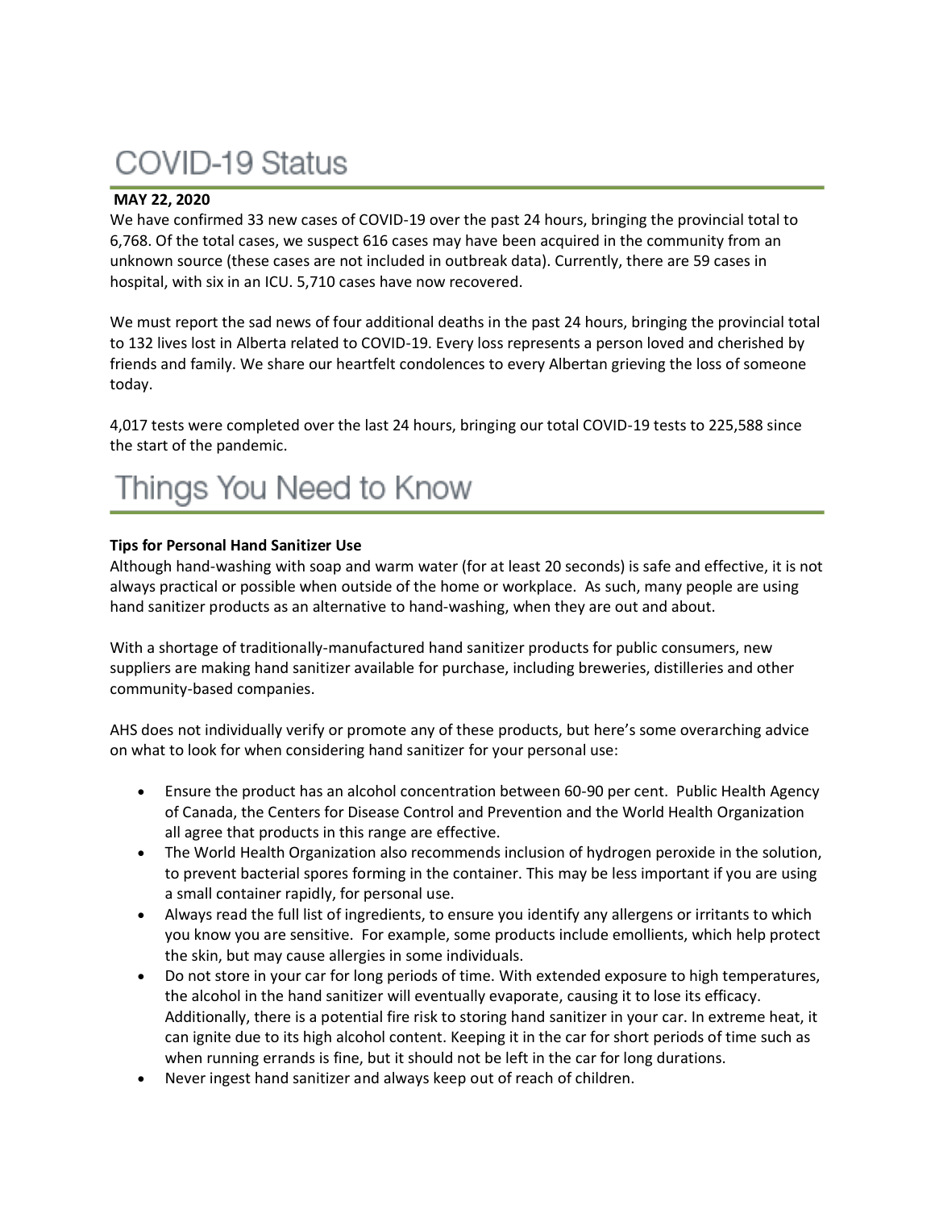# COVID-19 Status

**MAY 22, 2020**

We have confirmed 33 new cases of COVID-19 over the past 24 hours, bringing the provincial total to 6,768. Of the total cases, we suspect 616 cases may have been acquired in the community from an unknown source (these cases are not included in outbreak data). Currently, there are 59 cases in hospital, with six in an ICU. 5,710 cases have now recovered.

We must report the sad news of four additional deaths in the past 24 hours, bringing the provincial total to 132 lives lost in Alberta related to COVID-19. Every loss represents a person loved and cherished by friends and family. We share our heartfelt condolences to every Albertan grieving the loss of someone today.

4,017 tests were completed over the last 24 hours, bringing our total COVID-19 tests to 225,588 since the start of the pandemic.

# Things You Need to Know

**Tips for Personal Hand Sanitizer Use**

Although hand-washing with soap and warm water (for at least 20 seconds) is safe and effective, it is not always practical or possible when outside of the home or workplace. As such, many people are using hand sanitizer products as an alternative to hand-washing, when they are out and about.

With a shortage of traditionally-manufactured hand sanitizer products for public consumers, new suppliers are making hand sanitizer available for purchase, including breweries, distilleries and other community-based companies.

AHS does not individually verify or promote any of these products, but here's some overarching advice on what to look for when considering hand sanitizer for your personal use:

- Ensure the product has an alcohol concentration between 60-90 per cent. Public Health Agency of Canada, the Centers for Disease Control and Prevention and the World Health Organization all agree that products in this range are effective.
- The World Health Organization also recommends inclusion of hydrogen peroxide in the solution, to prevent bacterial spores forming in the container. This may be less important if you are using a small container rapidly, for personal use.
- Always read the full list of ingredients, to ensure you identify any allergens or irritants to which you know you are sensitive. For example, some products include emollients, which help protect the skin, but may cause allergies in some individuals.
- Do not store in your car for long periods of time. With extended exposure to high temperatures, the alcohol in the hand sanitizer will eventually evaporate, causing it to lose its efficacy. Additionally, there is a potential fire risk to storing hand sanitizer in your car. In extreme heat, it can ignite due to its high alcohol content. Keeping it in the car for short periods of time such as when running errands is fine, but it should not be left in the car for long durations.
- Never ingest hand sanitizer and always keep out of reach of children.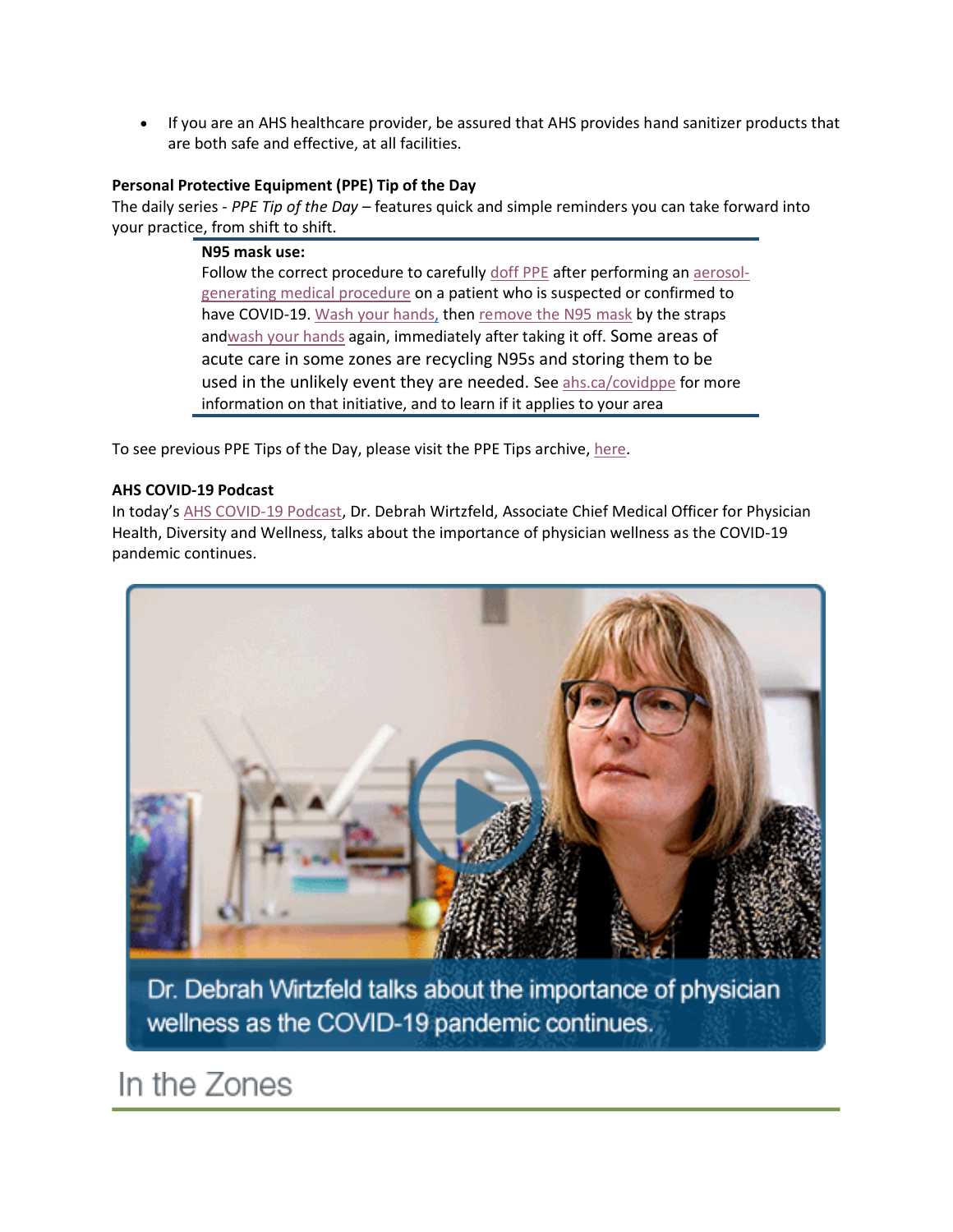- If you are an AHS healthcare provider, be assured that AHS provides hand sanitizer products that are both safe and effective, at all facilities.

**Personal Protective Equipment (PPE) Tip of the Day**

The daily series - *PPE Tip of the Day* – features quick and simple reminders you can take forward into your practice, from shift to shift.

**N95 mask use:**

Follow the correct procedure to carefully doff PPE after performing an aerosol-generating medical procedure on a patient who is suspected or confirmed to have COVID-19. Wash your hands, then remove the N95 mask by the straps andwash your hands again, immediately after taking it off. Some areas of acute care in some zones are recycling N95s and storing them to be used in the unlikely event they are needed. See ahs.ca/covidppe for more information on that initiative, and to learn if it applies to your area

To see previous PPE Tips of the Day, please visit the PPE Tips archive, here.

**AHS COVID-19 Podcast**

In today's AHS COVID-19 Podcast, Dr. Debrah Wirtzfeld, Associate Chief Medical Officer for Physician Health, Diversity and Wellness, talks about the importance of physician wellness as the COVID-19 pandemic continues.

Dr. Debrah Wirtzfeld talks about the importance of physician wellness as the COVID-19 pandemic continues.

# In the Zones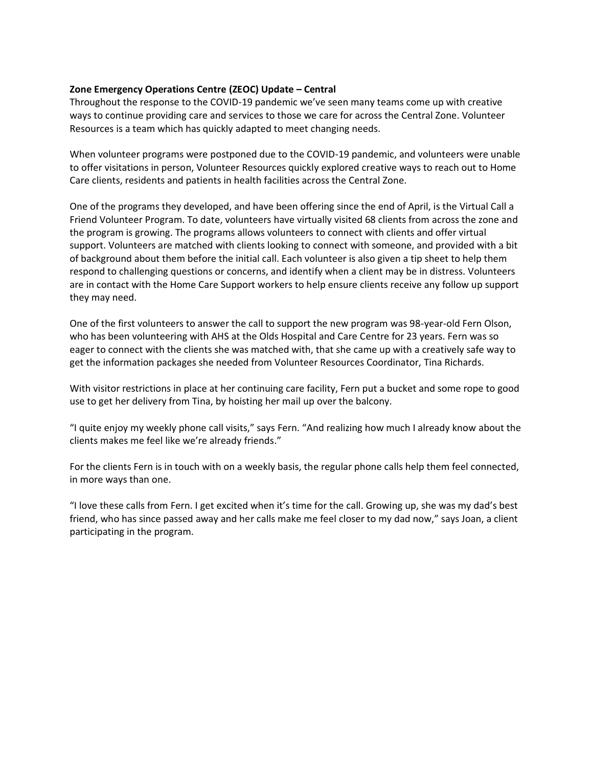**Zone Emergency Operations Centre (ZEOC) Update – Central**

Throughout the response to the COVID-19 pandemic we've seen many teams come up with creative ways to continue providing care and services to those we care for across the Central Zone. Volunteer Resources is a team which has quickly adapted to meet changing needs.

When volunteer programs were postponed due to the COVID-19 pandemic, and volunteers were unable to offer visitations in person, Volunteer Resources quickly explored creative ways to reach out to Home Care clients, residents and patients in health facilities across the Central Zone.

One of the programs they developed, and have been offering since the end of April, is the Virtual Call a Friend Volunteer Program. To date, volunteers have virtually visited 68 clients from across the zone and the program is growing. The programs allows volunteers to connect with clients and offer virtual support. Volunteers are matched with clients looking to connect with someone, and provided with a bit of background about them before the initial call. Each volunteer is also given a tip sheet to help them respond to challenging questions or concerns, and identify when a client may be in distress. Volunteers are in contact with the Home Care Support workers to help ensure clients receive any follow up support they may need.

One of the first volunteers to answer the call to support the new program was 98-year-old Fern Olson, who has been volunteering with AHS at the Olds Hospital and Care Centre for 23 years. Fern was so eager to connect with the clients she was matched with, that she came up with a creatively safe way to get the information packages she needed from Volunteer Resources Coordinator, Tina Richards.

With visitor restrictions in place at her continuing care facility, Fern put a bucket and some rope to good use to get her delivery from Tina, by hoisting her mail up over the balcony.

"I quite enjoy my weekly phone call visits," says Fern. "And realizing how much I already know about the clients makes me feel like we're already friends."

For the clients Fern is in touch with on a weekly basis, the regular phone calls help them feel connected, in more ways than one.

"I love these calls from Fern. I get excited when it's time for the call. Growing up, she was my dad's best friend, who has since passed away and her calls make me feel closer to my dad now," says Joan, a client participating in the program.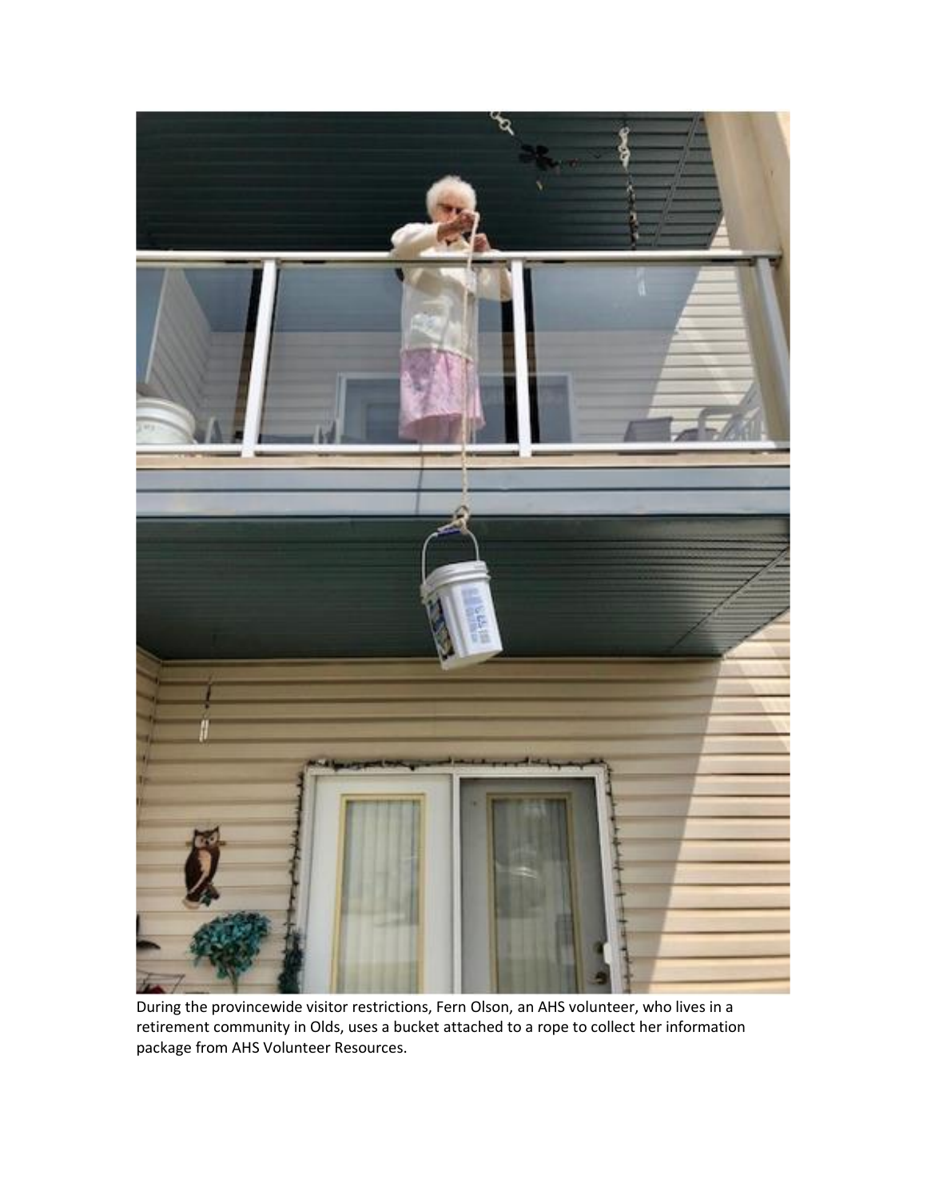During the provincewide visitor restrictions, Fern Olson, an AHS volunteer, who lives in a retirement community in Olds, uses a bucket attached to a rope to collect her information package from AHS Volunteer Resources.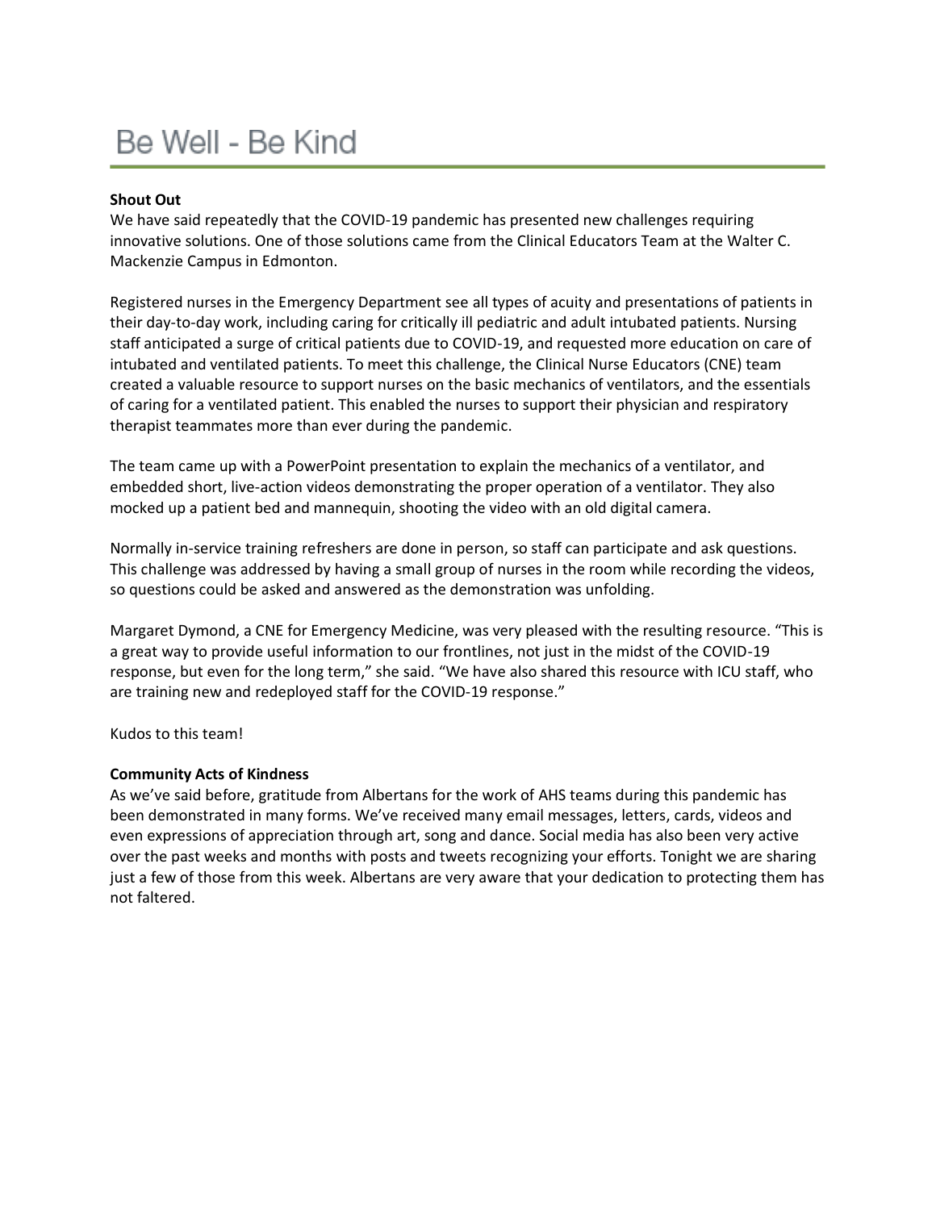# Be Well - Be Kind

**Shout Out**

We have said repeatedly that the COVID-19 pandemic has presented new challenges requiring innovative solutions. One of those solutions came from the Clinical Educators Team at the Walter C. Mackenzie Campus in Edmonton.

Registered nurses in the Emergency Department see all types of acuity and presentations of patients in their day-to-day work, including caring for critically ill pediatric and adult intubated patients. Nursing staff anticipated a surge of critical patients due to COVID-19, and requested more education on care of intubated and ventilated patients. To meet this challenge, the Clinical Nurse Educators (CNE) team created a valuable resource to support nurses on the basic mechanics of ventilators, and the essentials of caring for a ventilated patient. This enabled the nurses to support their physician and respiratory therapist teammates more than ever during the pandemic.

The team came up with a PowerPoint presentation to explain the mechanics of a ventilator, and embedded short, live-action videos demonstrating the proper operation of a ventilator. They also mocked up a patient bed and mannequin, shooting the video with an old digital camera.

Normally in-service training refreshers are done in person, so staff can participate and ask questions. This challenge was addressed by having a small group of nurses in the room while recording the videos, so questions could be asked and answered as the demonstration was unfolding.

Margaret Dymond, a CNE for Emergency Medicine, was very pleased with the resulting resource. "This is a great way to provide useful information to our frontlines, not just in the midst of the COVID-19 response, but even for the long term," she said. "We have also shared this resource with ICU staff, who are training new and redeployed staff for the COVID-19 response."

Kudos to this team!

**Community Acts of Kindness**

As we've said before, gratitude from Albertans for the work of AHS teams during this pandemic has been demonstrated in many forms. We've received many email messages, letters, cards, videos and even expressions of appreciation through art, song and dance. Social media has also been very active over the past weeks and months with posts and tweets recognizing your efforts. Tonight we are sharing just a few of those from this week. Albertans are very aware that your dedication to protecting them has not faltered.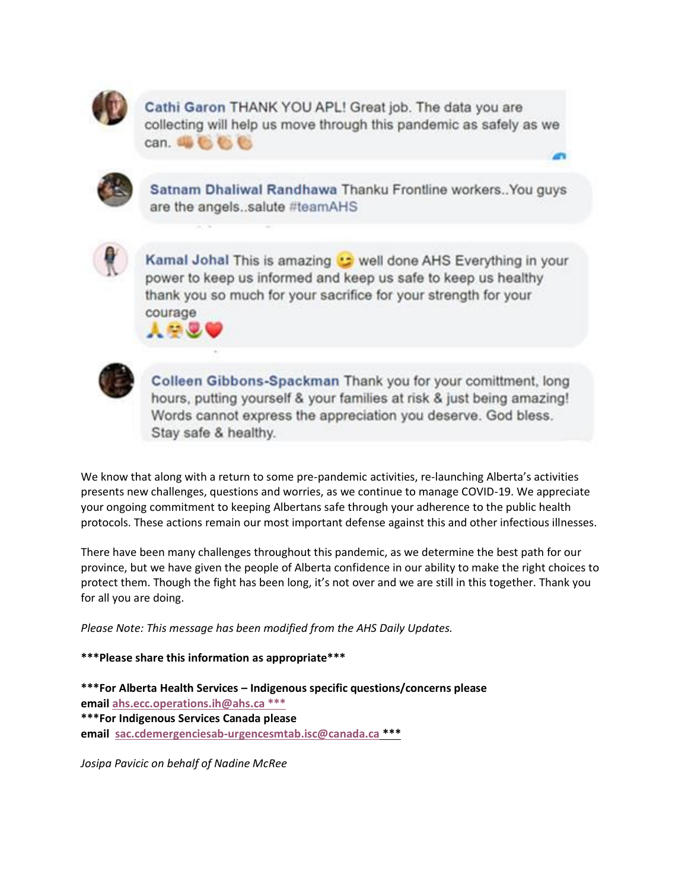**Cathi Garon** THANK YOU APL! Great job. The data you are collecting will help us move through this pandemic as safely as we can. 👊👏👏👏

**Satnam Dhaliwal Randhawa** Thanku Frontline workers..You guys are the angels..salute #teamAHS

**Kamal Johal** This is amazing 😉 well done AHS Everything in your power to keep us informed and keep us safe to keep us healthy thank you so much for your sacrifice for your strength for your courage 🙏🤗🌷❤️

**Colleen Gibbons-Spackman** Thank you for your comittment, long hours, putting yourself & your families at risk & just being amazing! Words cannot express the appreciation you deserve. God bless. Stay safe & healthy.

We know that along with a return to some pre-pandemic activities, re-launching Alberta's activities presents new challenges, questions and worries, as we continue to manage COVID-19. We appreciate your ongoing commitment to keeping Albertans safe through your adherence to the public health protocols. These actions remain our most important defense against this and other infectious illnesses.

There have been many challenges throughout this pandemic, as we determine the best path for our province, but we have given the people of Alberta confidence in our ability to make the right choices to protect them. Though the fight has been long, it's not over and we are still in this together. Thank you for all you are doing.

*Please Note: This message has been modified from the AHS Daily Updates.*

**\*\*\*Please share this information as appropriate\*\*\***

**\*\*\*For Alberta Health Services – Indigenous specific questions/concerns please email** ahs.ecc.operations.ih@ahs.ca **\*\*\***
**\*\*\*For Indigenous Services Canada please email** sac.cdemergenciesab-urgencesmtab.isc@canada.ca **\*\*\***

*Josipa Pavicic on behalf of Nadine McRee*